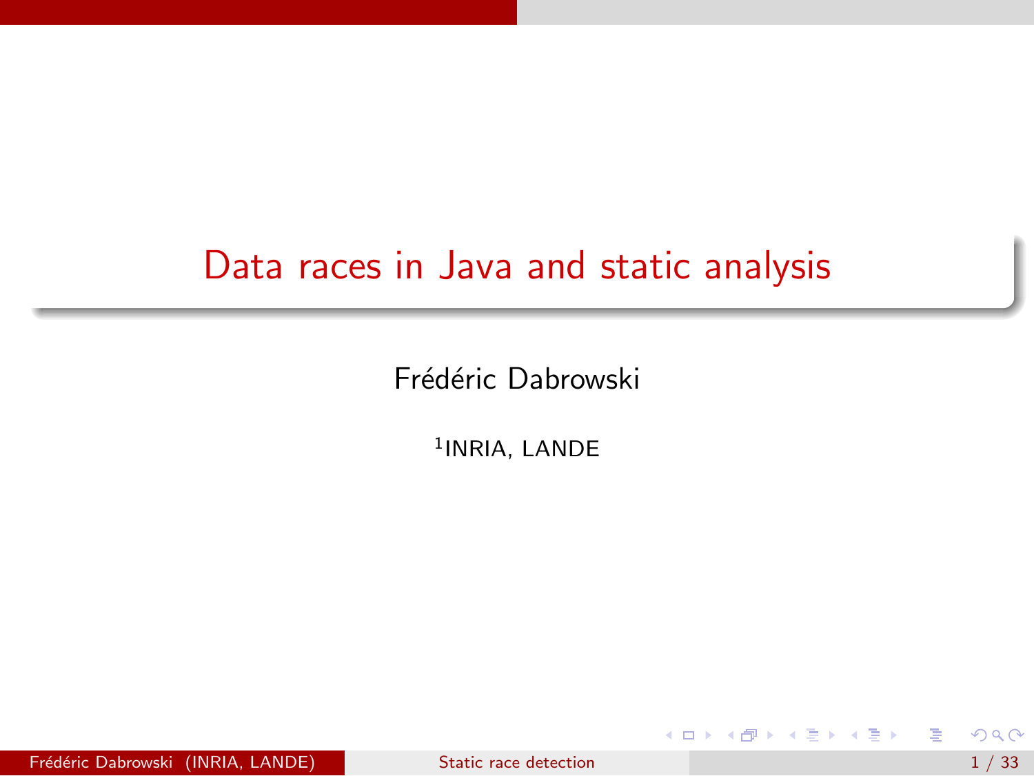# Data races in Java and static analysis

Frédéric Dabrowski

[1]INRIA, LANDE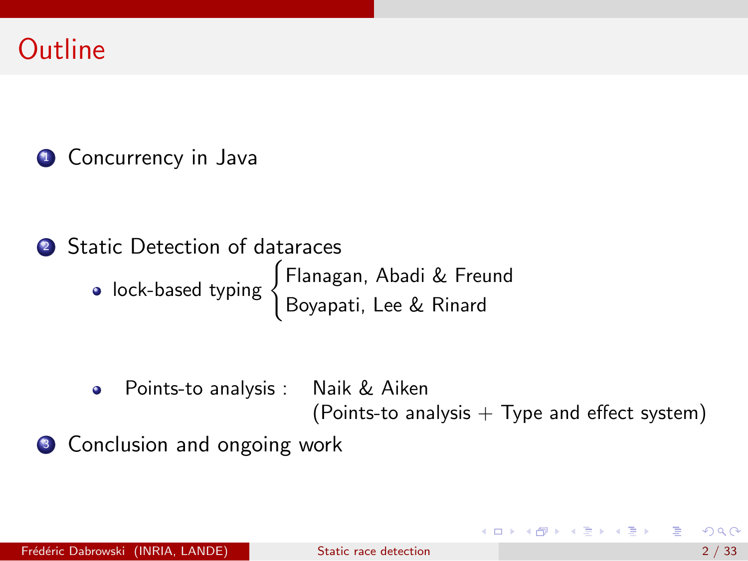# Outline

1. Concurrency in Java

2. Static Detection of dataraces
   - lock-based typing
     - Flanagan, Abadi & Freund
     - Boyapati, Lee & Rinard
   - Points-to analysis : Naik & Aiken (Points-to analysis + Type and effect system)

3. Conclusion and ongoing work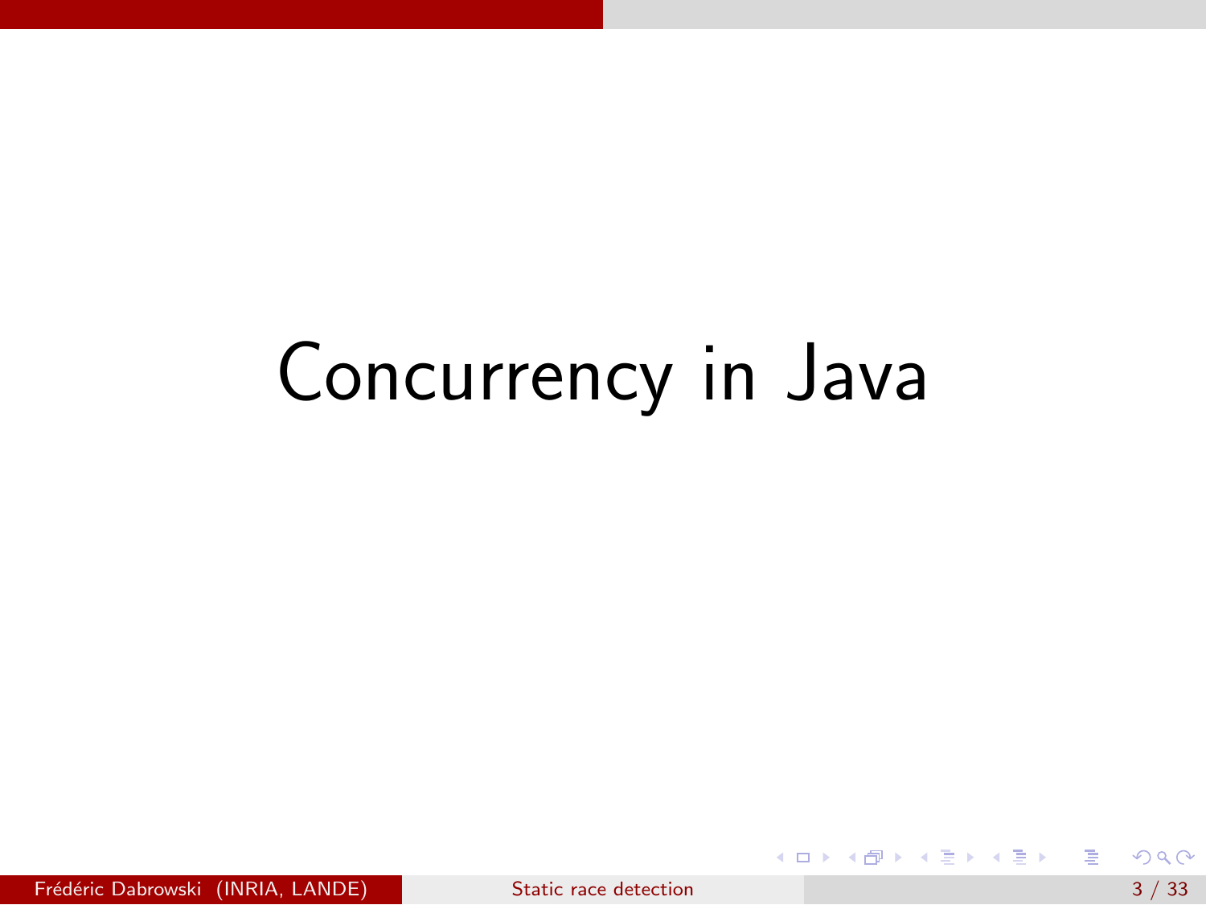# Concurrency in Java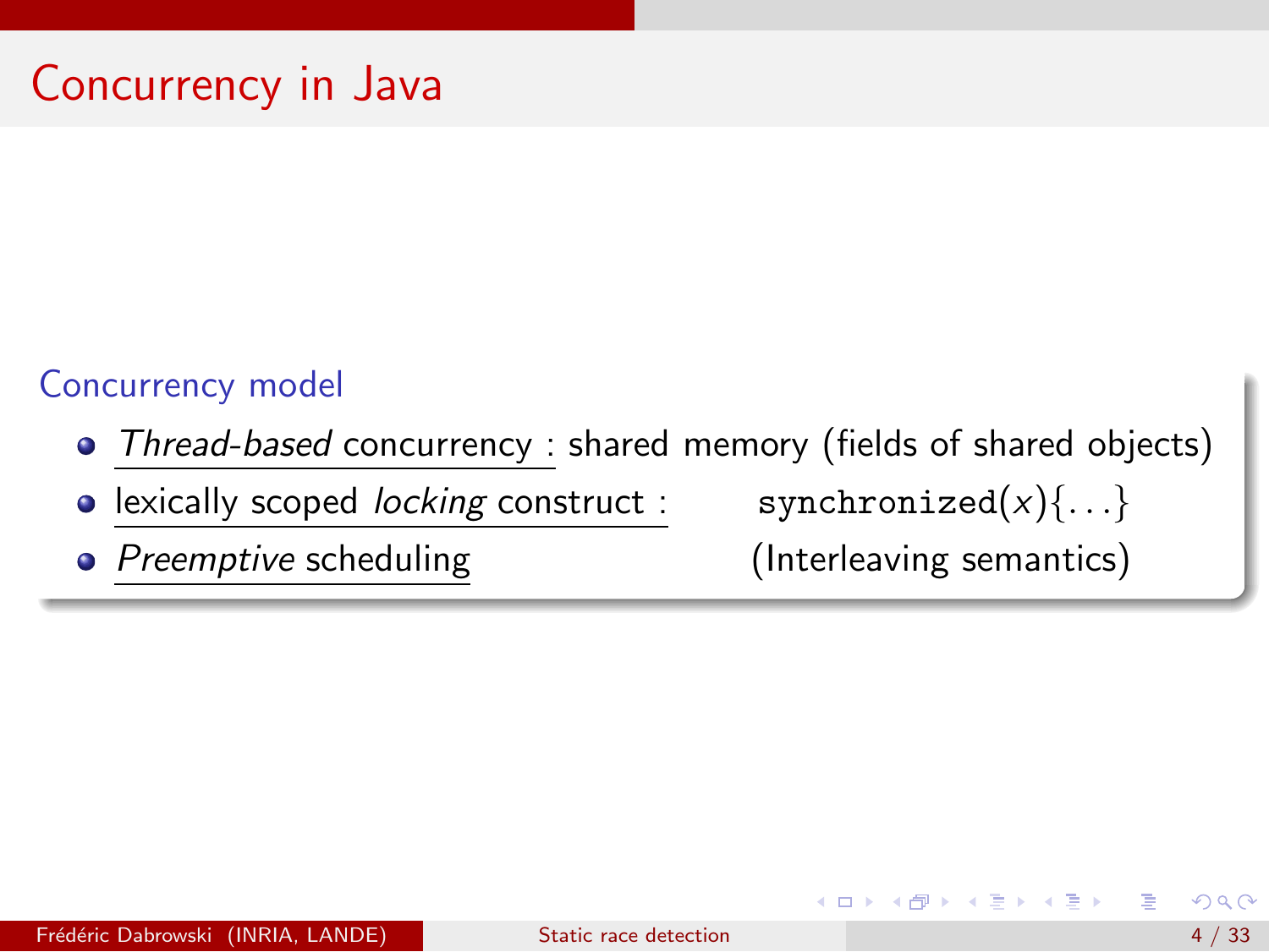# Concurrency in Java

## Concurrency model

- *Thread-based* concurrency : shared memory (fields of shared objects)
- lexically scoped *locking* construct : `synchronized(x){...}`
- *Preemptive* scheduling (Interleaving semantics)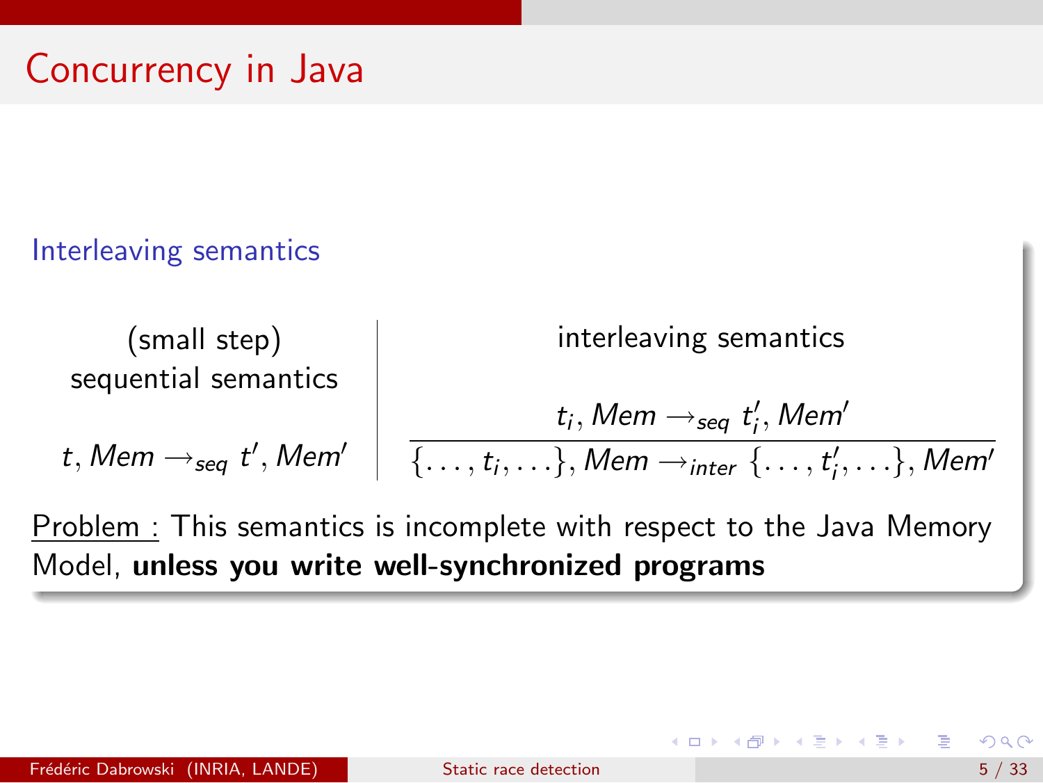# Concurrency in Java

### Interleaving semantics

(small step) sequential semantics

$$t, Mem \rightarrow_{seq} t', Mem'$$

interleaving semantics

$$\frac{t_i, Mem \rightarrow_{seq} t_i', Mem'}{\{\ldots, t_i, \ldots\}, Mem \rightarrow_{inter} \{\ldots, t_i', \ldots\}, Mem'}$$

Problem : This semantics is incomplete with respect to the Java Memory Model, **unless you write well-synchronized programs**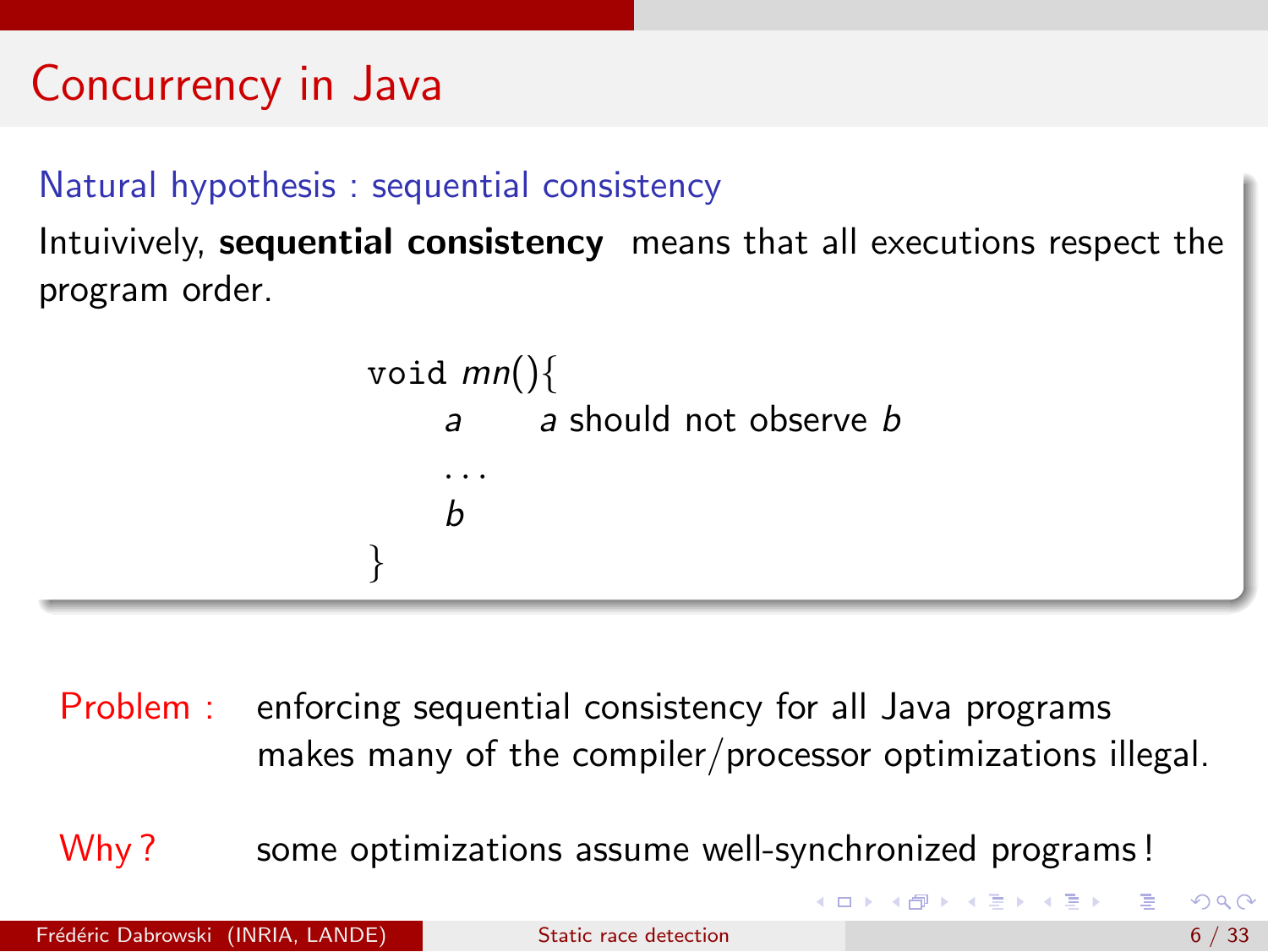# Concurrency in Java

### Natural hypothesis : sequential consistency

Intuitively, **sequential consistency** means that all executions respect the program order.

```
void mn(){
    a       a should not observe b
    ...
    b
}
```

Problem : enforcing sequential consistency for all Java programs makes many of the compiler/processor optimizations illegal.

Why ? some optimizations assume well-synchronized programs !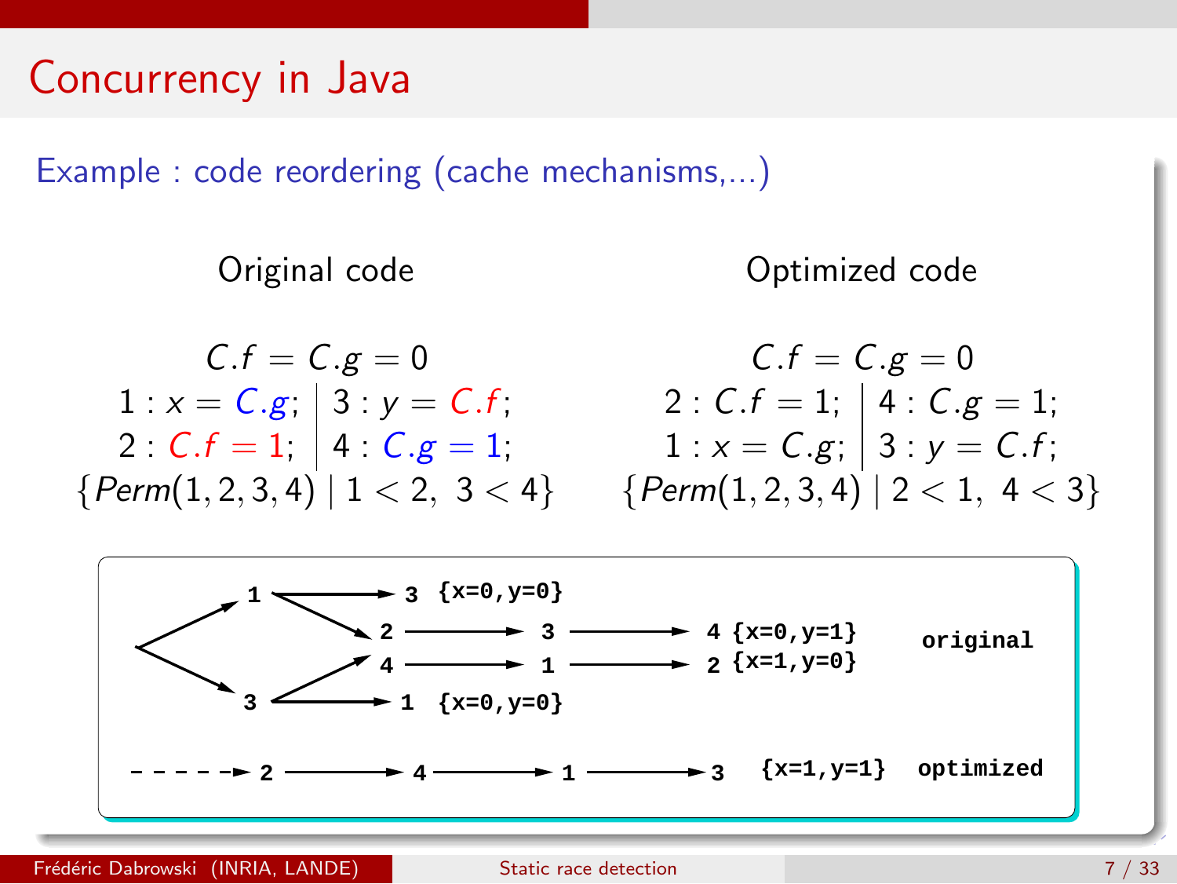# Concurrency in Java

Example : code reordering (cache mechanisms,...)

**Original code**

$$C.f = C.g = 0$$

$$\begin{array}{r|l} 1 : x = C.g; & 3 : y = C.f; \\ 2 : C.f = 1; & 4 : C.g = 1; \end{array}$$

$$\{Perm(1,2,3,4) \mid 1 < 2,\ 3 < 4\}$$

**Optimized code**

$$C.f = C.g = 0$$

$$\begin{array}{r|l} 2 : C.f = 1; & 4 : C.g = 1; \\ 1 : x = C.g; & 3 : y = C.f; \end{array}$$

$$\{Perm(1,2,3,4) \mid 2 < 1,\ 4 < 3\}$$

```
original:
  1 → 3  {x=0,y=0}
  1 → 2 → 3 → 4  {x=0,y=1}
  3 → 4 → 1 → 2  {x=1,y=0}
  3 → 1  {x=0,y=0}

optimized:
  - - - → 2 → 4 → 1 → 3  {x=1,y=1}
```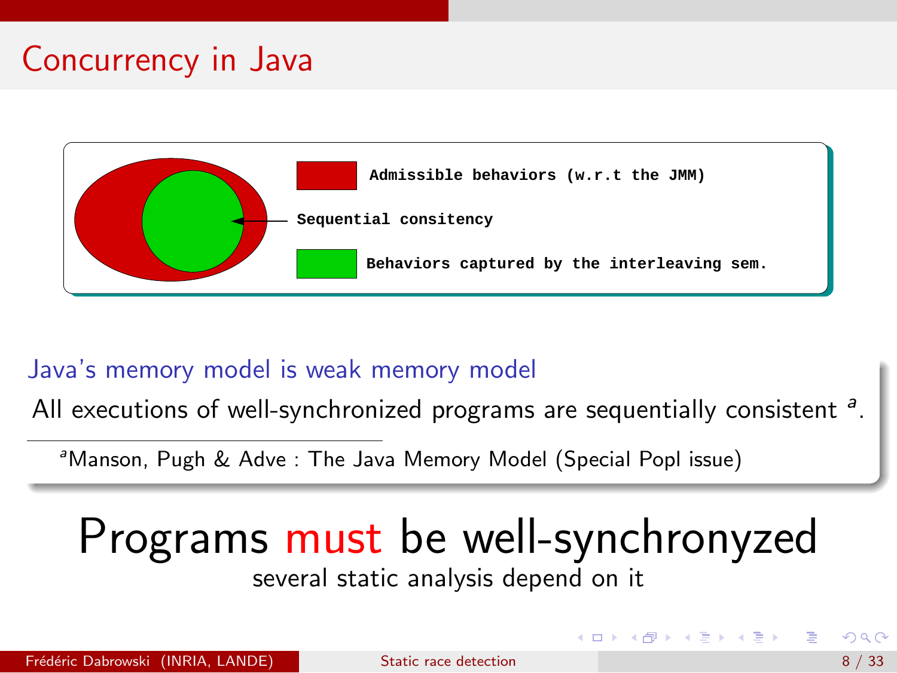# Concurrency in Java

Admissible behaviors (w.r.t the JMM)

Sequential consitency

Behaviors captured by the interleaving sem.

**Java's memory model is weak memory model**

All executions of well-synchronized programs are sequentially consistent [a].

[a] Manson, Pugh & Adve : The Java Memory Model (Special Popl issue)

## Programs must be well-synchronyzed

several static analysis depend on it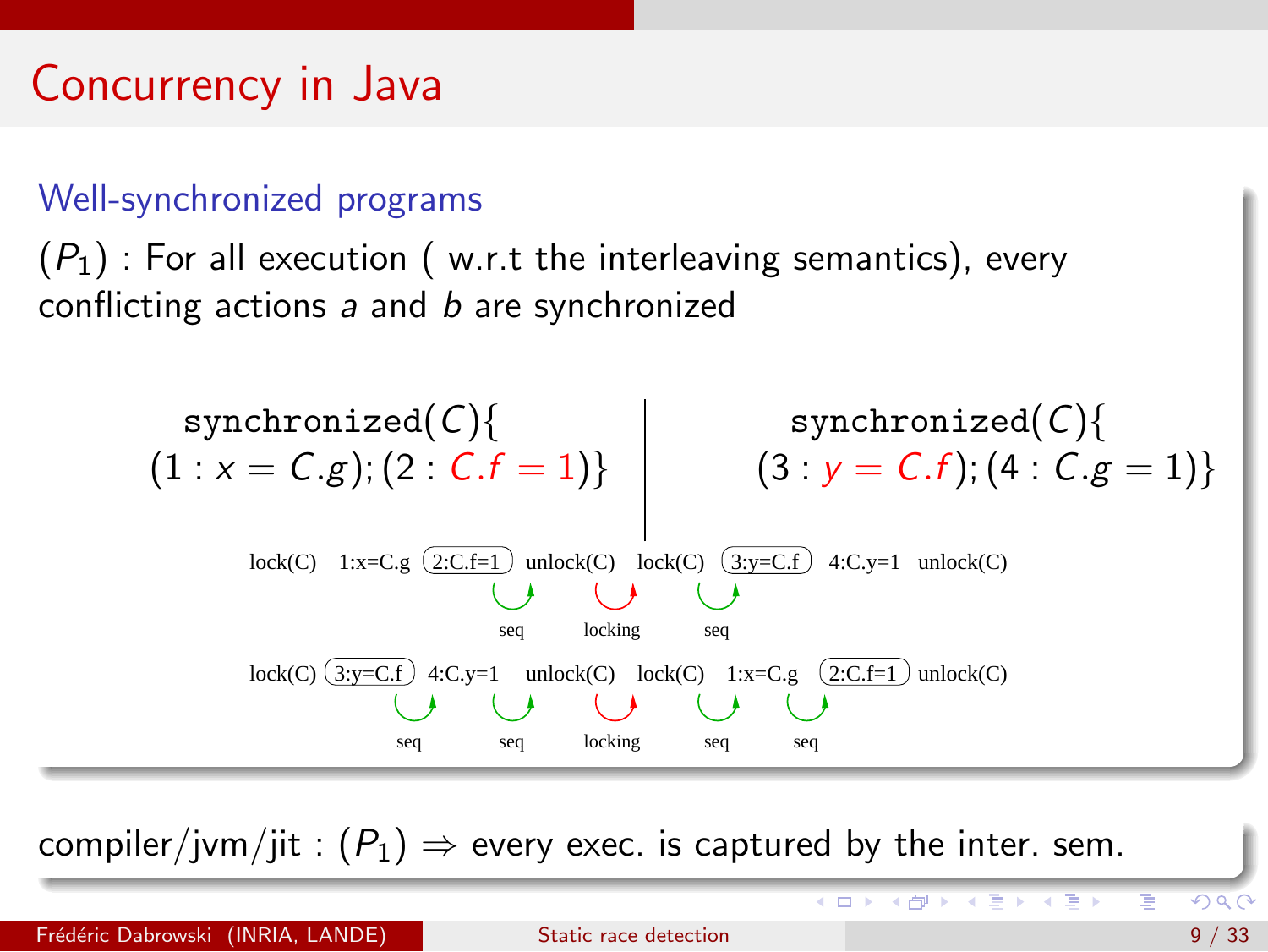# Concurrency in Java

### Well-synchronized programs

$(P_1)$ : For all execution ( w.r.t the interleaving semantics), every conflicting actions $a$ and $b$ are synchronized

```
synchronized(C){                      |  synchronized(C){
(1 : x = C.g); (2 : C.f = 1)}         |  (3 : y = C.f); (4 : C.g = 1)}
```

lock(C) 1:x=C.g (2:C.f=1) unlock(C) lock(C) (3:y=C.f) 4:C.y=1 unlock(C)

seq locking seq

lock(C) (3:y=C.f) 4:C.y=1 unlock(C) lock(C) 1:x=C.g (2:C.f=1) unlock(C)

seq seq locking seq seq

compiler/jvm/jit : $(P_1) \Rightarrow$ every exec. is captured by the inter. sem.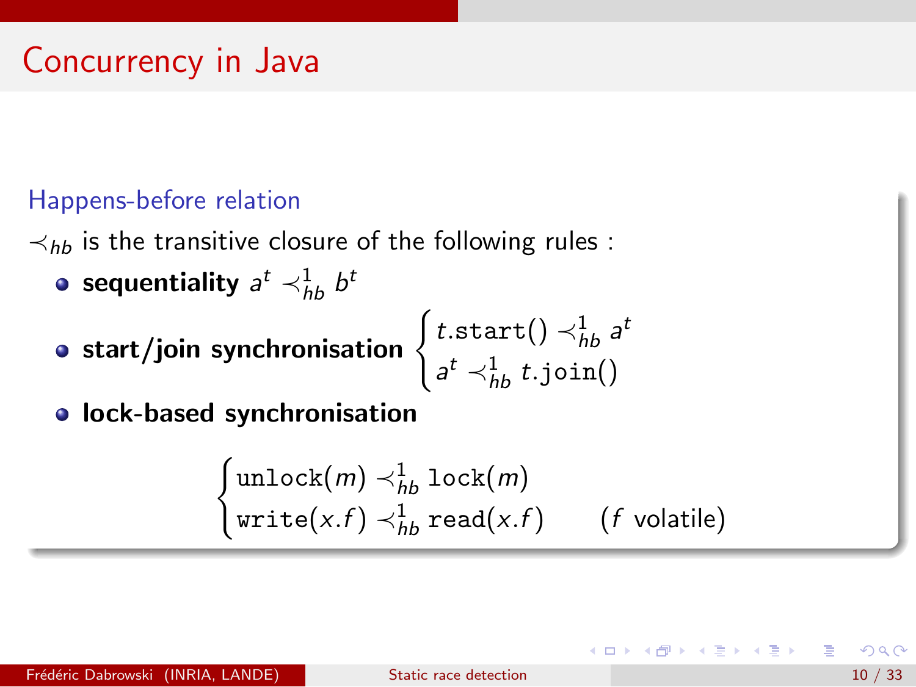# Concurrency in Java

### Happens-before relation

$\prec_{hb}$ is the transitive closure of the following rules :

- **sequentiality** $a^t \prec_{hb}^1 b^t$
- **start/join synchronisation** $\begin{cases} t.\texttt{start}() \prec_{hb}^1 a^t \\ a^t \prec_{hb}^1 t.\texttt{join}() \end{cases}$
- **lock-based synchronisation**

$$\begin{cases} \texttt{unlock}(m) \prec_{hb}^1 \texttt{lock}(m) \\ \texttt{write}(x.f) \prec_{hb}^1 \texttt{read}(x.f) \qquad (f \text{ volatile}) \end{cases}$$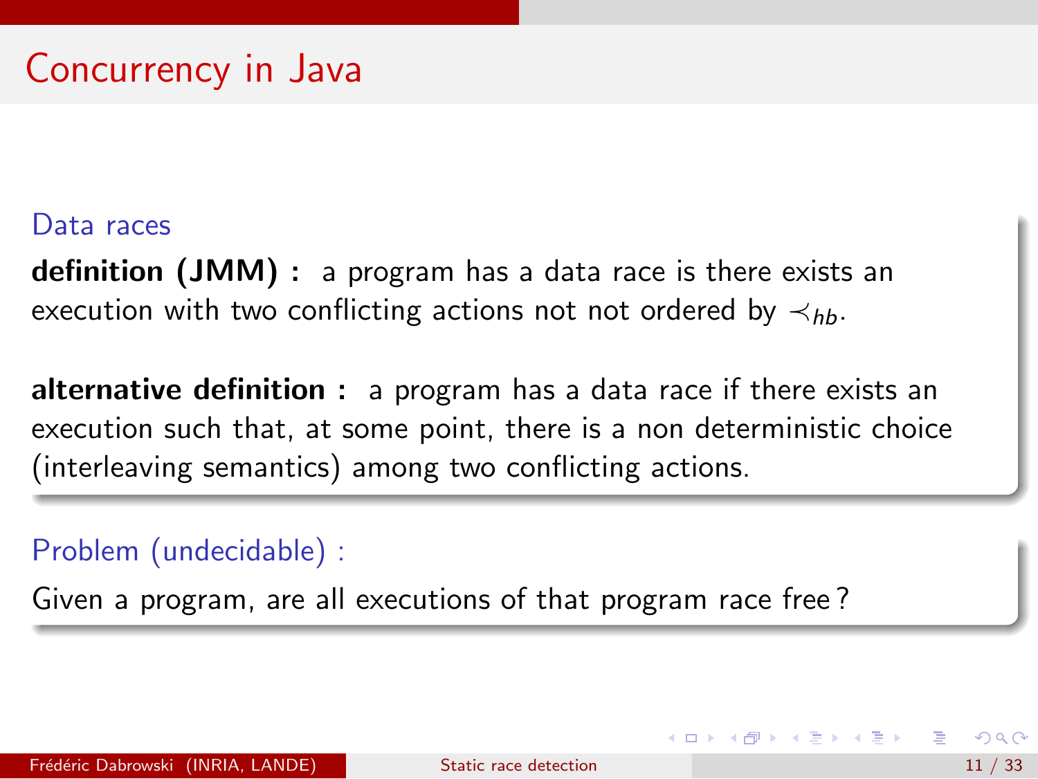# Concurrency in Java

### Data races

**definition (JMM) :** a program has a data race is there exists an execution with two conflicting actions not not ordered by $\prec_{hb}$.

**alternative definition :** a program has a data race if there exists an execution such that, at some point, there is a non deterministic choice (interleaving semantics) among two conflicting actions.

### Problem (undecidable) :

Given a program, are all executions of that program race free ?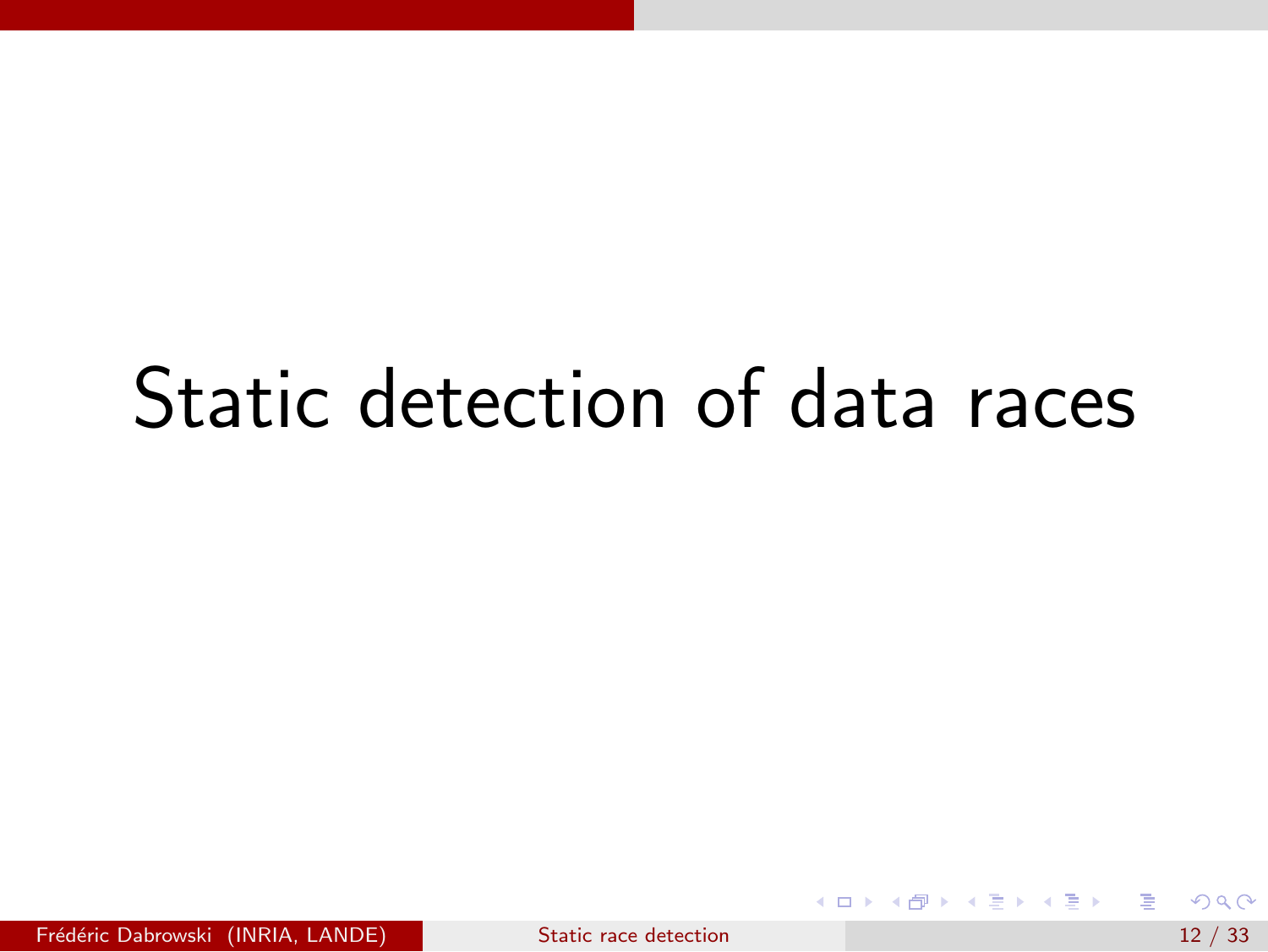# Static detection of data races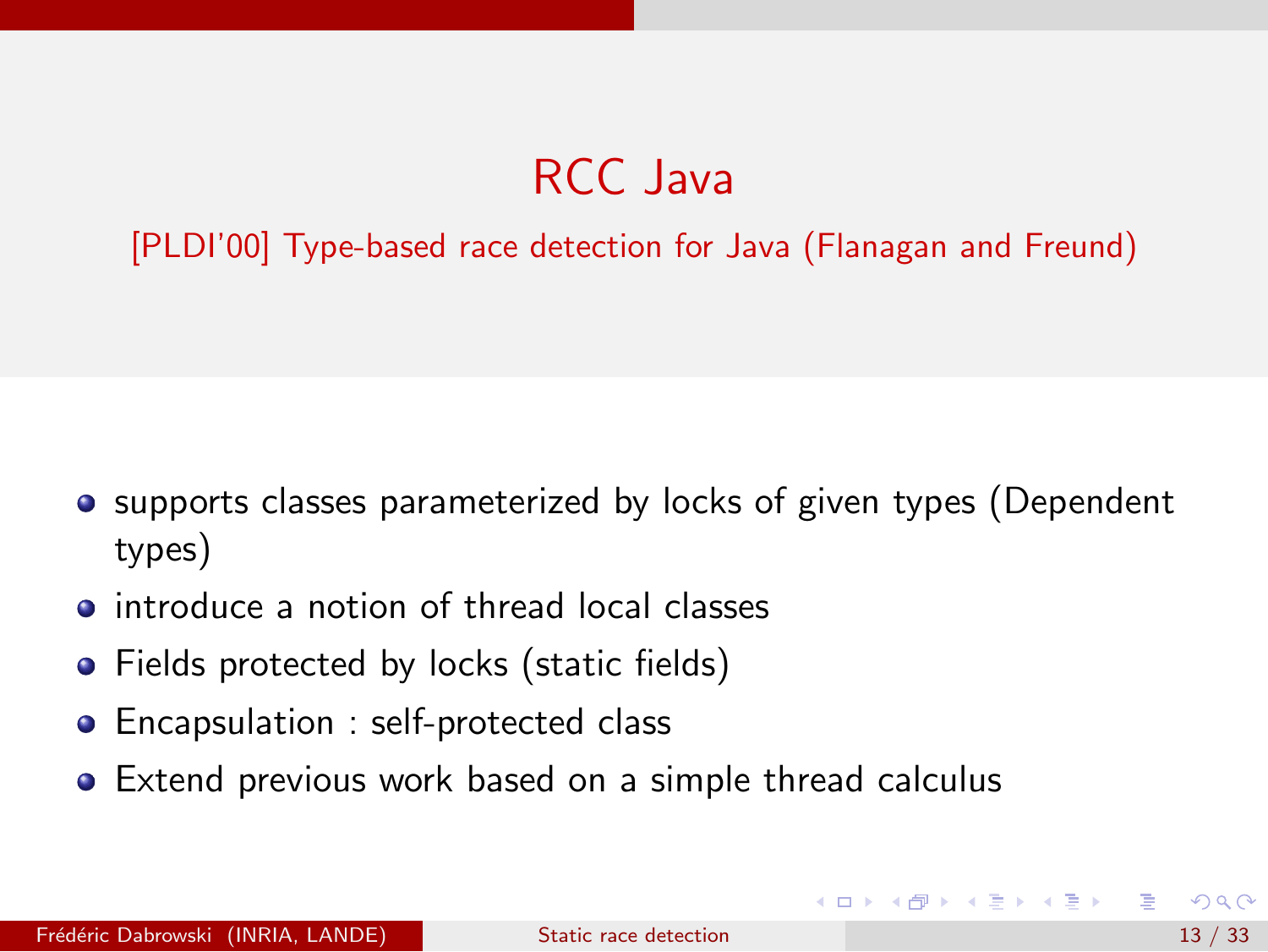# RCC Java

[PLDI'00] Type-based race detection for Java (Flanagan and Freund)

- supports classes parameterized by locks of given types (Dependent types)
- introduce a notion of thread local classes
- Fields protected by locks (static fields)
- Encapsulation : self-protected class
- Extend previous work based on a simple thread calculus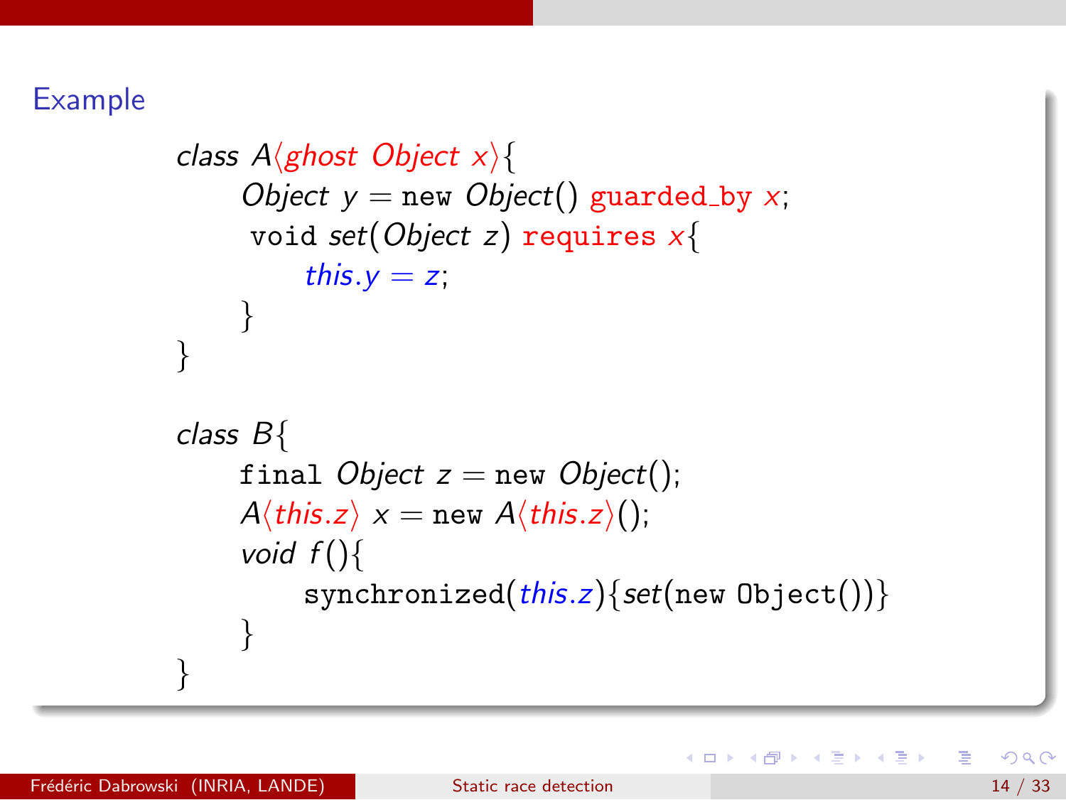### Example

```
class A⟨ghost Object x⟩{
    Object y = new Object() guarded_by x;
    void set(Object z) requires x{
        this.y = z;
    }
}

class B{
    final Object z = new Object();
    A⟨this.z⟩ x = new A⟨this.z⟩();
    void f(){
        synchronized(this.z){set(new Object())}
    }
}
```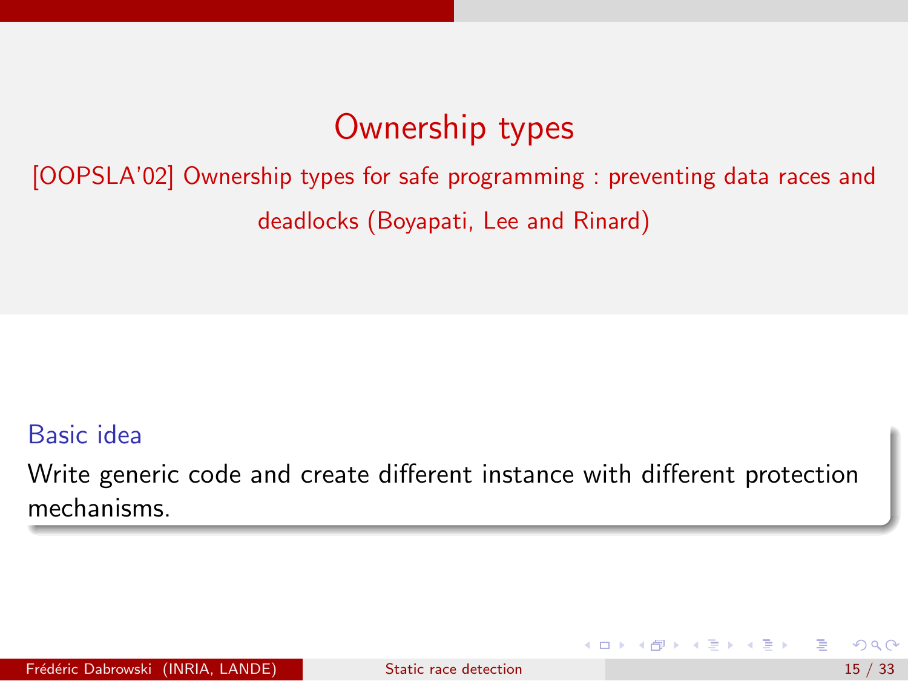# Ownership types

[OOPSLA'02] Ownership types for safe programming : preventing data races and deadlocks (Boyapati, Lee and Rinard)

**Basic idea**

Write generic code and create different instance with different protection mechanisms.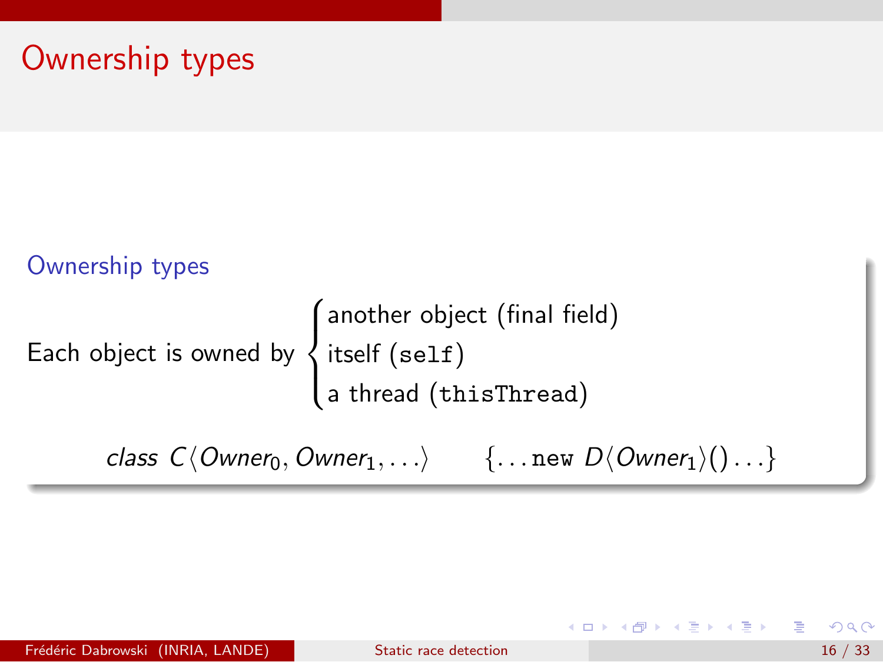# Ownership types

### Ownership types

$$\text{Each object is owned by } \begin{cases} \text{another object (final field)} \\ \text{itself } (\texttt{self}) \\ \text{a thread } (\texttt{thisThread}) \end{cases}$$

$$\textit{class } C\langle Owner_0, Owner_1, \ldots\rangle \qquad \{\ldots \texttt{new } D\langle Owner_1\rangle() \ldots\}$$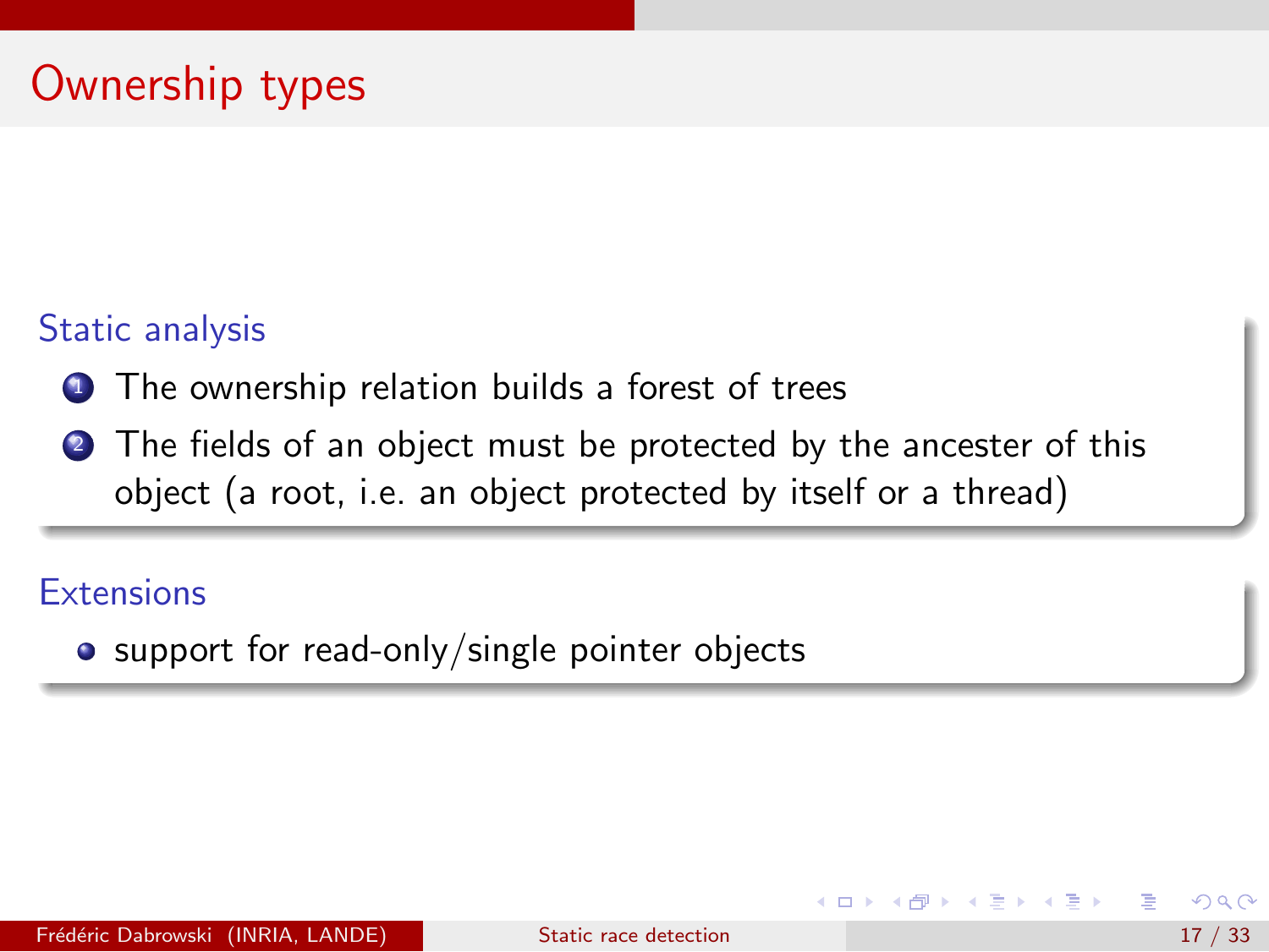# Ownership types

### Static analysis

1. The ownership relation builds a forest of trees
2. The fields of an object must be protected by the ancester of this object (a root, i.e. an object protected by itself or a thread)

### Extensions

- support for read-only/single pointer objects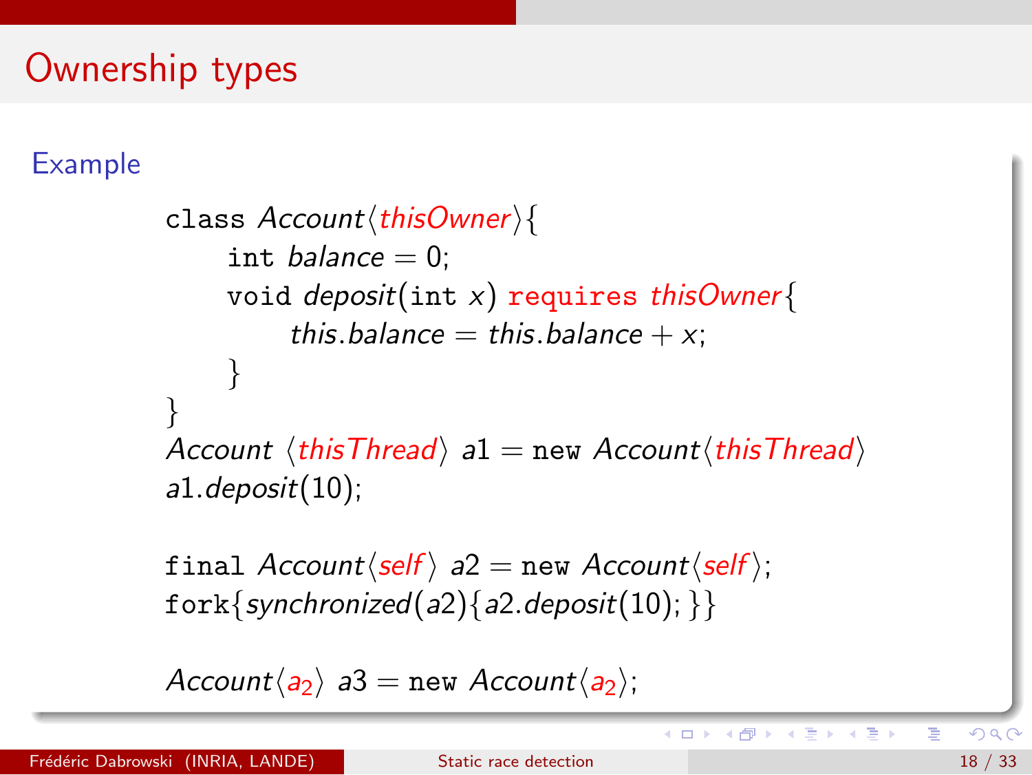# Ownership types

**Example**

```
class Account⟨thisOwner⟩{
    int balance = 0;
    void deposit(int x) requires thisOwner{
        this.balance = this.balance + x;
    }
}
Account ⟨thisThread⟩ a1 = new Account⟨thisThread⟩
a1.deposit(10);

final Account⟨self⟩ a2 = new Account⟨self⟩;
fork{synchronized(a2){a2.deposit(10); }}

Account⟨a2⟩ a3 = new Account⟨a2⟩;
```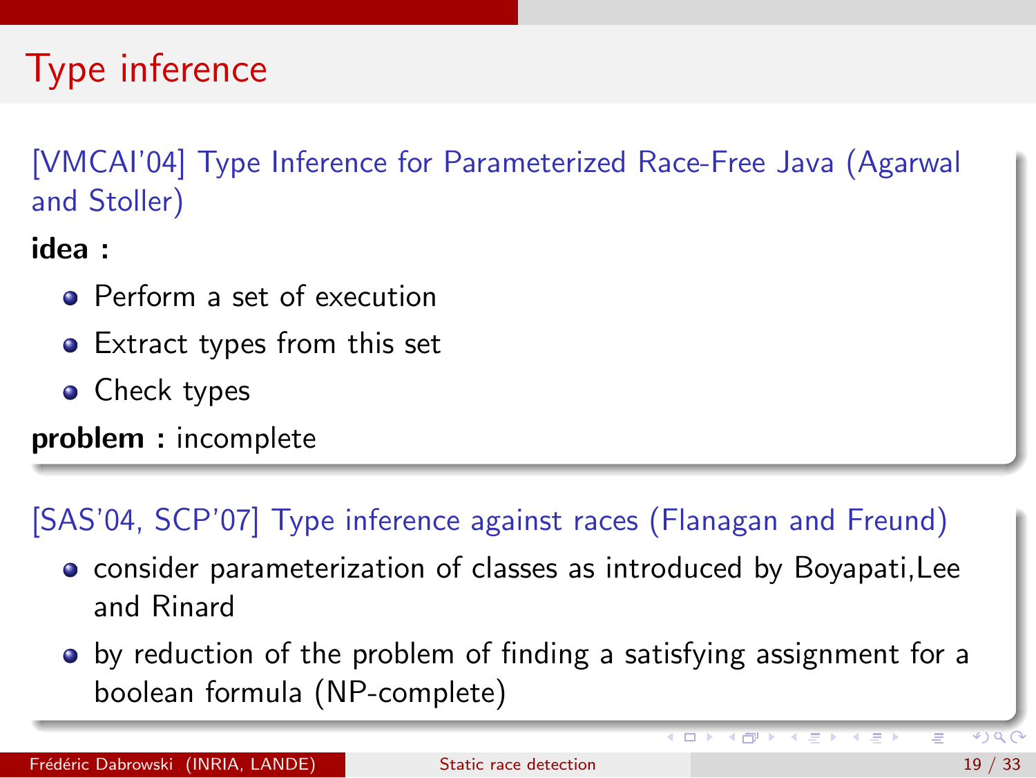# Type inference

[VMCAI'04] Type Inference for Parameterized Race-Free Java (Agarwal and Stoller)

**idea :**

- Perform a set of execution
- Extract types from this set
- Check types

**problem :** incomplete

[SAS'04, SCP'07] Type inference against races (Flanagan and Freund)

- consider parameterization of classes as introduced by Boyapati,Lee and Rinard
- by reduction of the problem of finding a satisfying assignment for a boolean formula (NP-complete)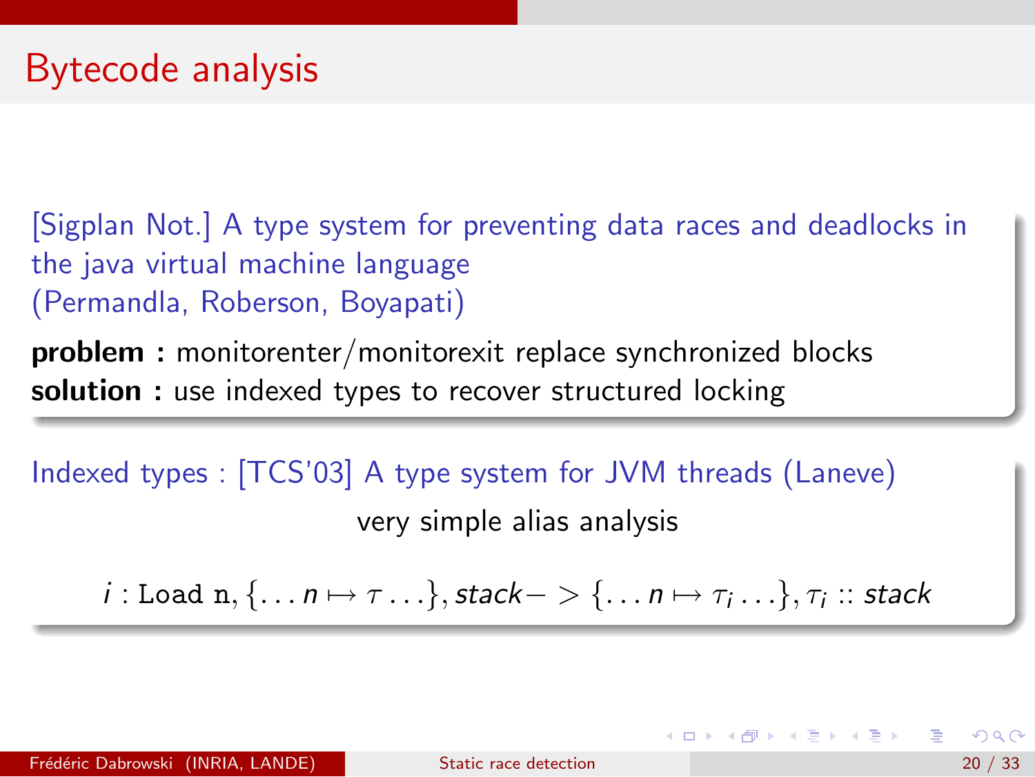# Bytecode analysis

[Sigplan Not.] A type system for preventing data races and deadlocks in the java virtual machine language
(Permandla, Roberson, Boyapati)

**problem :** monitorenter/monitorexit replace synchronized blocks
**solution :** use indexed types to recover structured locking

Indexed types : [TCS'03] A type system for JVM threads (Laneve)

very simple alias analysis

$$i : \texttt{Load n}, \{\ldots n \mapsto \tau \ldots\}, stack -> \{\ldots n \mapsto \tau_i \ldots\}, \tau_i :: stack$$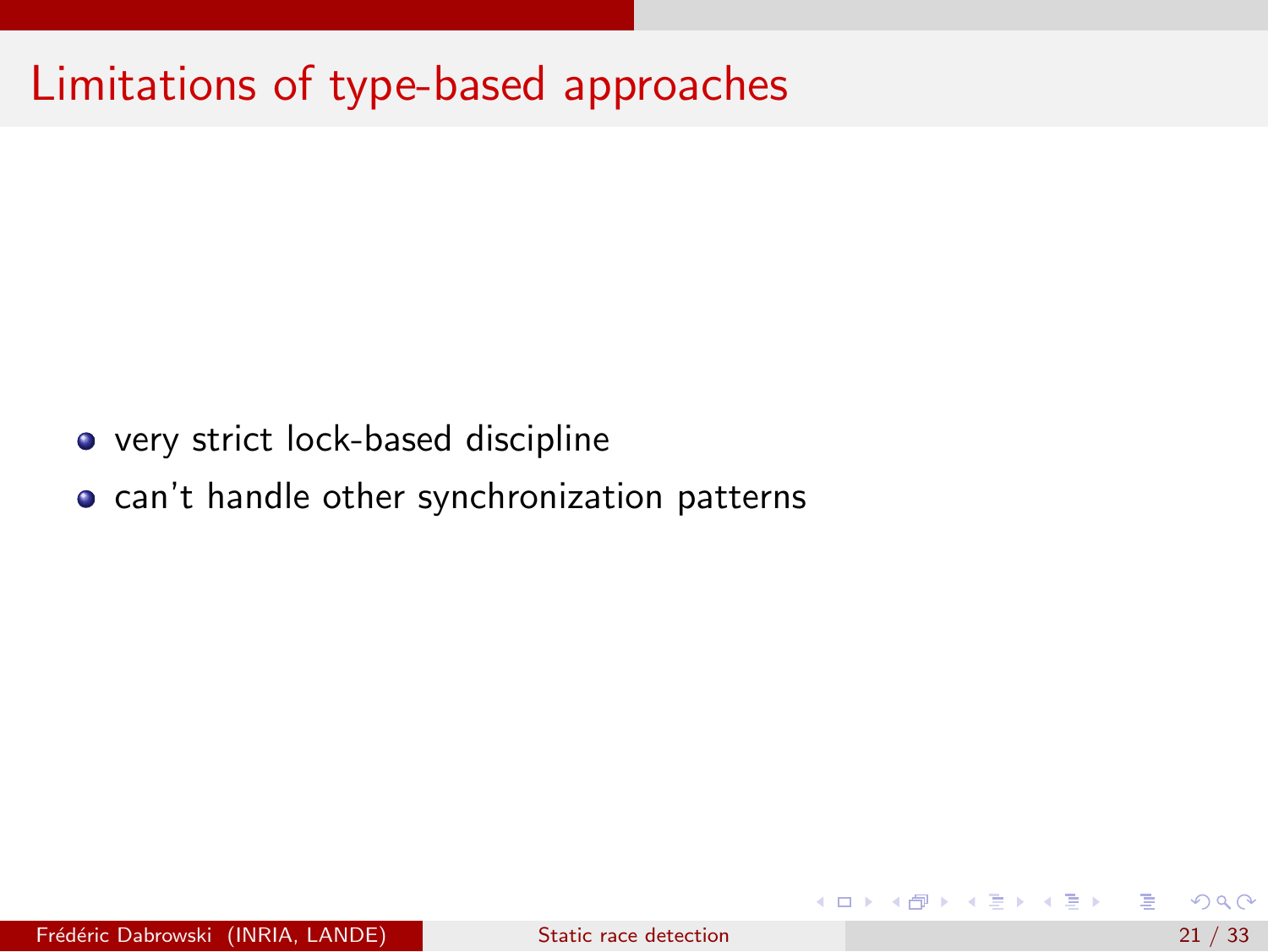# Limitations of type-based approaches

- very strict lock-based discipline
- can't handle other synchronization patterns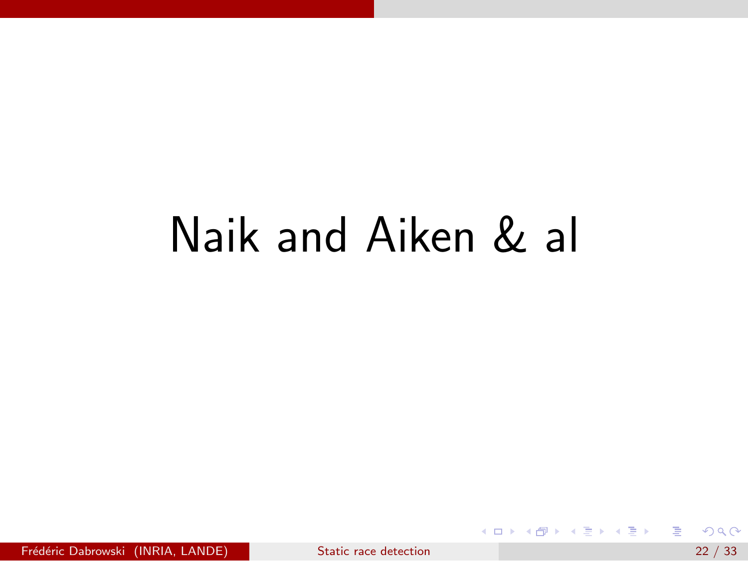# Naik and Aiken & al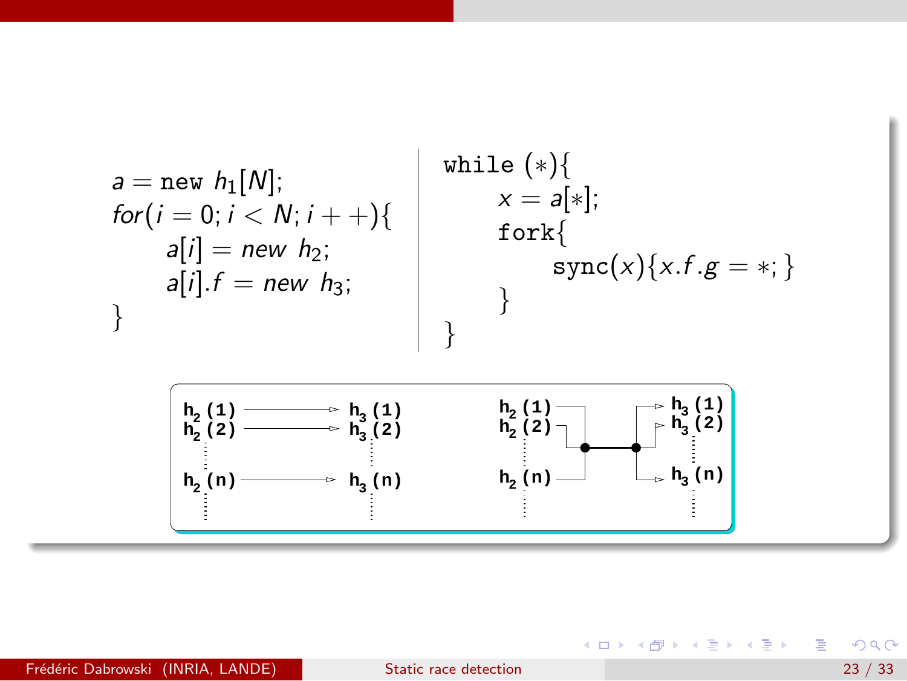```
a = new h1[N];
for(i = 0; i < N; i++){
      a[i] = new h2;
      a[i].f = new h3;
}
```

```
while (*){
      x = a[*];
      fork{
            sync(x){x.f.g = *;}
      }
}
```

$h_2(1) \rightarrow h_3(1)$
$h_2(2) \rightarrow h_3(2)$
$\vdots$
$h_2(n) \rightarrow h_3(n)$
$\vdots$

$h_2(1)$, $h_2(2)$, …, $h_2(n)$ — $h_3(1)$, $h_3(2)$, …, $h_3(n)$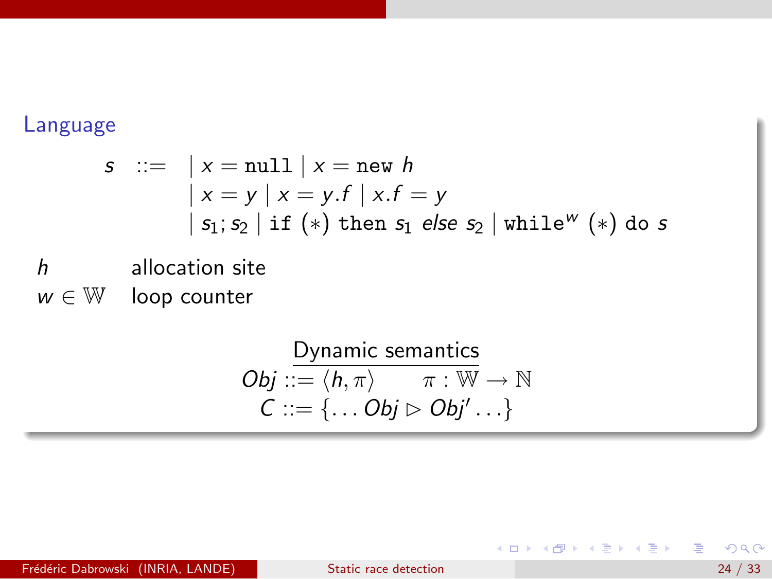## Language

$$
\begin{array}{rcl}
s & ::= & \mid x = \texttt{null} \mid x = \texttt{new}\ h \\
 & & \mid x = y \mid x = y.f \mid x.f = y \\
 & & \mid s_1 ; s_2 \mid \texttt{if}\ (*)\ \texttt{then}\ s_1\ \mathit{else}\ s_2 \mid \texttt{while}^w\ (*)\ \texttt{do}\ s
\end{array}
$$

| | |
|---|---|
| $h$ | allocation site |
| $w \in \mathbb{W}$ | loop counter |

Dynamic semantics

$$
\mathit{Obj} ::= \langle h, \pi \rangle \qquad \pi : \mathbb{W} \rightarrow \mathbb{N}
$$

$$
C ::= \{ \ldots \mathit{Obj} \triangleright \mathit{Obj}' \ldots \}
$$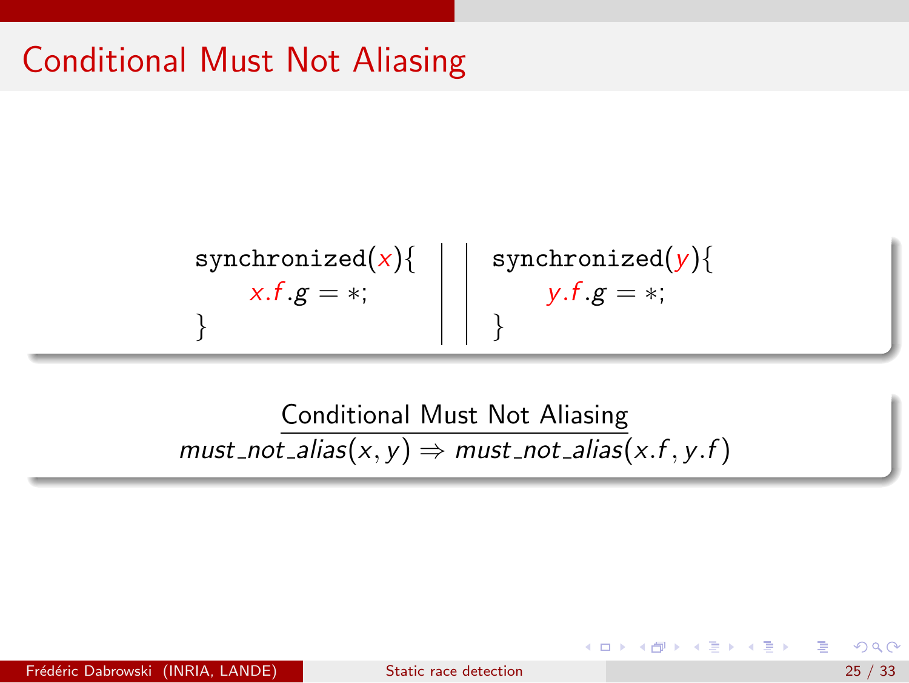# Conditional Must Not Aliasing

```
synchronized(x){          ||    synchronized(y){
    x.f.g = *;            ||        y.f.g = *;
}                         ||    }
```

**Conditional Must Not Aliasing**

$$must\_not\_alias(x, y) \Rightarrow must\_not\_alias(x.f, y.f)$$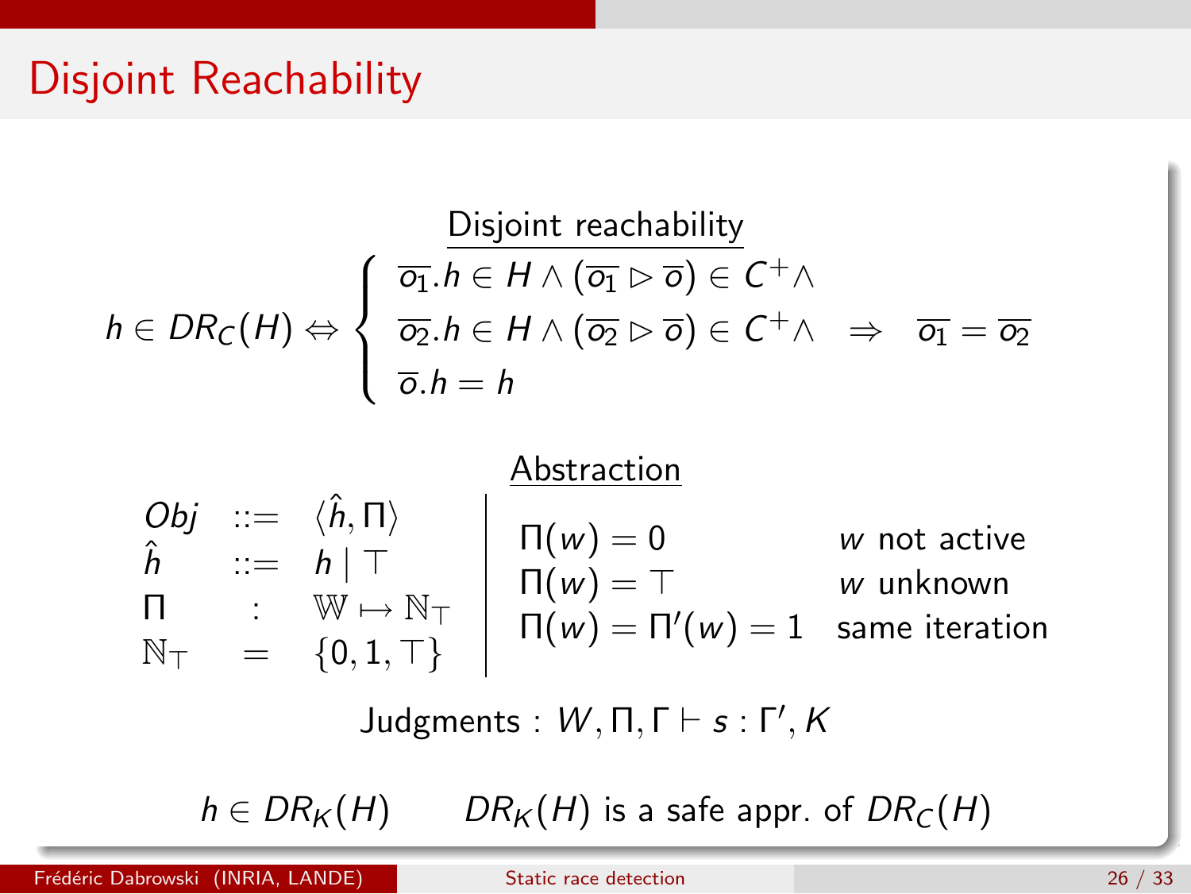# Disjoint Reachability

<u>Disjoint reachability</u>

$$
h \in DR_C(H) \Leftrightarrow \left\{ \begin{array}{l} \overline{o_1}.h \in H \wedge (\overline{o_1} \rhd \overline{o}) \in C^+ \wedge \\ \overline{o_2}.h \in H \wedge (\overline{o_2} \rhd \overline{o}) \in C^+ \wedge \\ \overline{o}.h = h \end{array} \right. \Rightarrow \quad \overline{o_1} = \overline{o_2}
$$

<u>Abstraction</u>

$$
\begin{array}{lcl} Obj & ::= & \langle \hat{h}, \Pi \rangle \\ \hat{h} & ::= & h \mid \top \\ \Pi & : & \mathbb{W} \mapsto \mathbb{N}_\top \\ \mathbb{N}_\top & = & \{0, 1, \top\} \end{array}
$$

| | |
|---|---|
| $\Pi(w) = 0$ | $w$ not active |
| $\Pi(w) = \top$ | $w$ unknown |
| $\Pi(w) = \Pi'(w) = 1$ | same iteration |

Judgments : $W, \Pi, \Gamma \vdash s : \Gamma', K$

$h \in DR_K(H)$ $\qquad$ $DR_K(H)$ is a safe appr. of $DR_C(H)$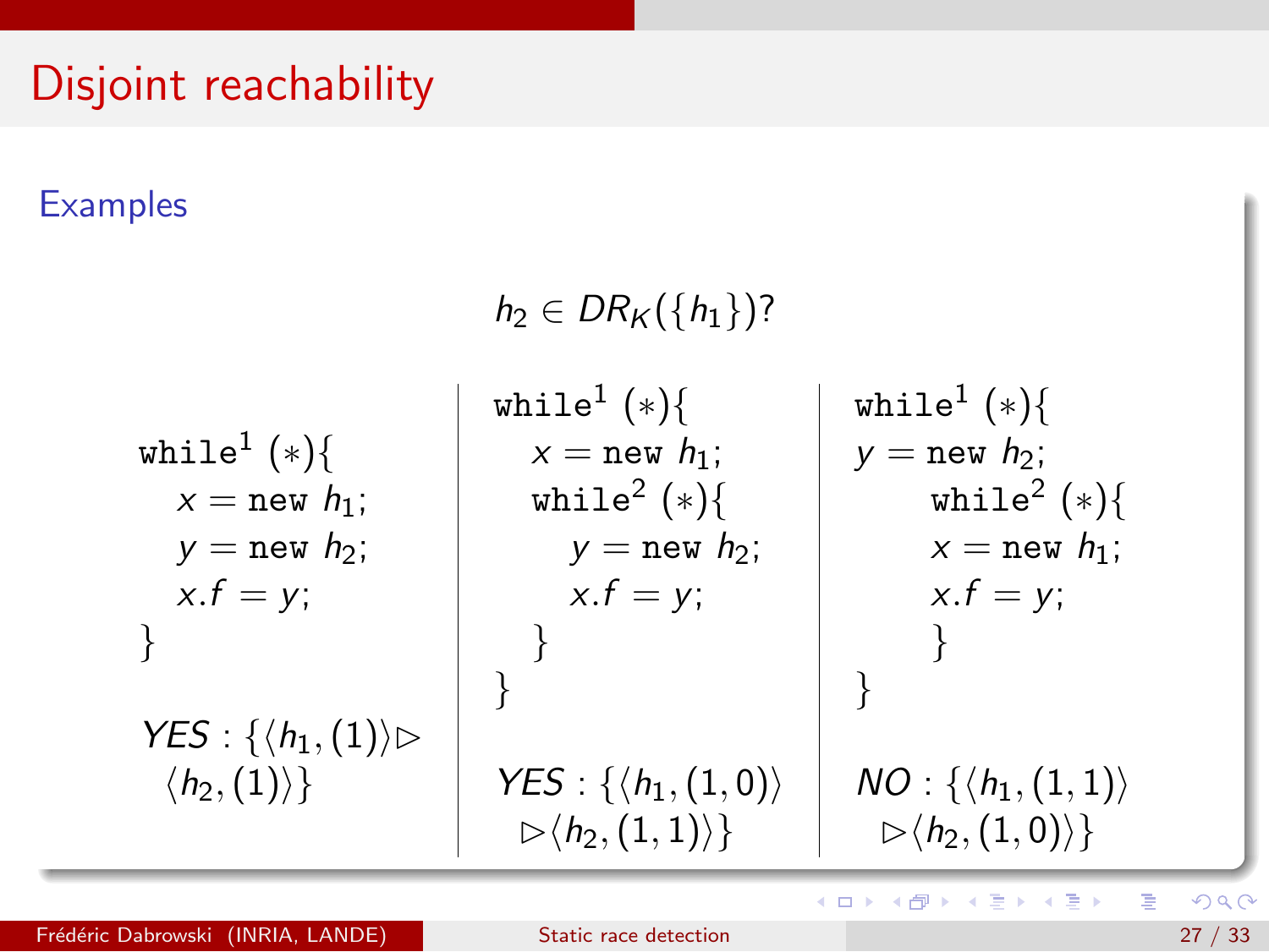# Disjoint reachability

## Examples

$$h_2 \in DR_K(\{h_1\})?$$

```
while¹ (*){
   x = new h₁;
   y = new h₂;
   x.f = y;
}
```

*YES* : $\{\langle h_1, (1)\rangle \triangleright \langle h_2, (1)\rangle\}$

```
while¹ (*){
   x = new h₁;
   while² (*){
      y = new h₂;
      x.f = y;
   }
}
```

*YES* : $\{\langle h_1, (1, 0)\rangle \triangleright \langle h_2, (1, 1)\rangle\}$

```
while¹ (*){
y = new h₂;
      while² (*){
      x = new h₁;
      x.f = y;
      }
}
```

*NO* : $\{\langle h_1, (1, 1)\rangle \triangleright \langle h_2, (1, 0)\rangle\}$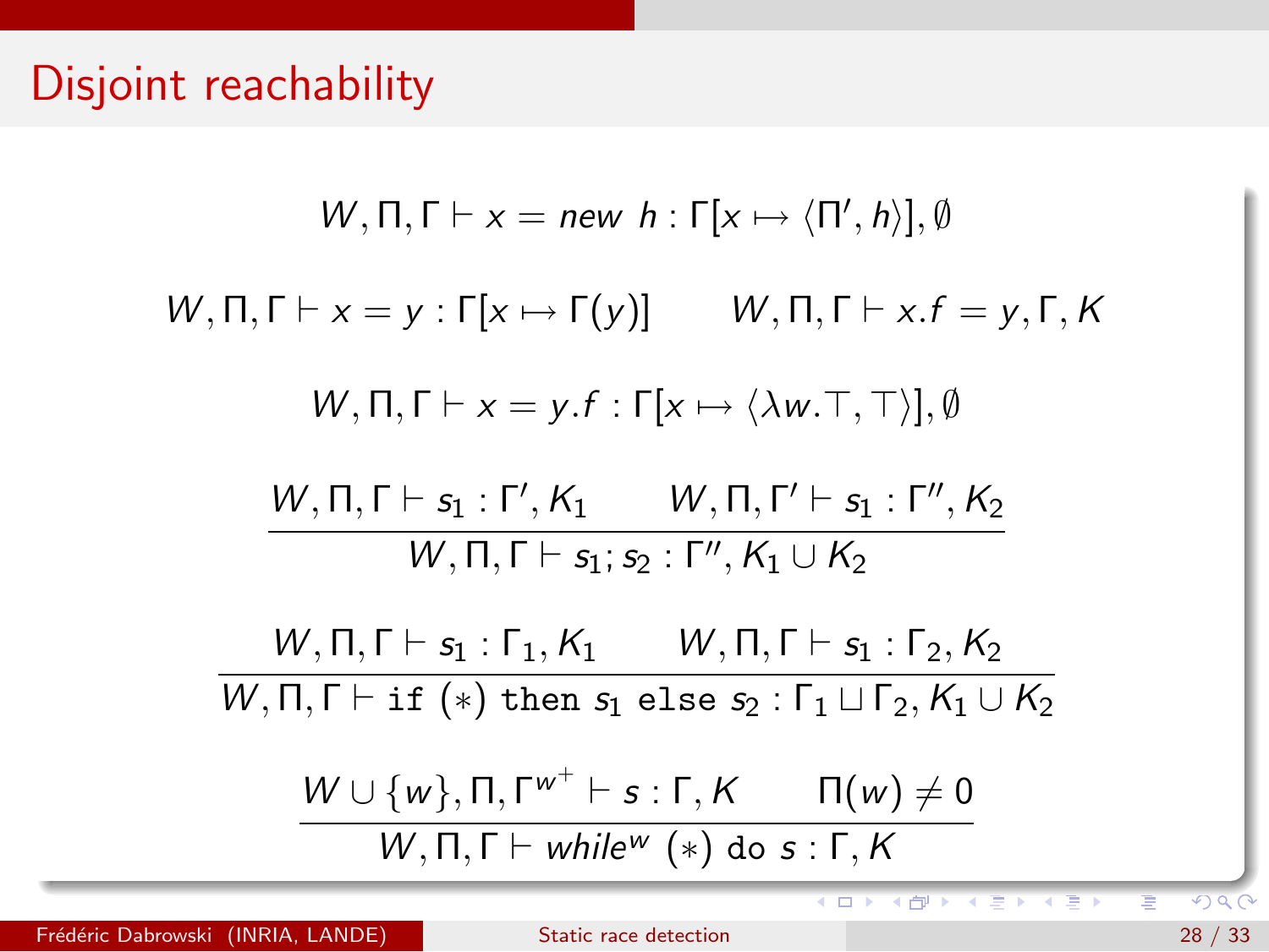# Disjoint reachability

$$W, \Pi, \Gamma \vdash x = \mathit{new}\ h : \Gamma[x \mapsto \langle \Pi', h \rangle], \emptyset$$

$$W, \Pi, \Gamma \vdash x = y : \Gamma[x \mapsto \Gamma(y)] \qquad W, \Pi, \Gamma \vdash x.f = y, \Gamma, K$$

$$W, \Pi, \Gamma \vdash x = y.f : \Gamma[x \mapsto \langle \lambda w.\top, \top \rangle], \emptyset$$

$$\frac{W, \Pi, \Gamma \vdash s_1 : \Gamma', K_1 \qquad W, \Pi, \Gamma' \vdash s_1 : \Gamma'', K_2}{W, \Pi, \Gamma \vdash s_1; s_2 : \Gamma'', K_1 \cup K_2}$$

$$\frac{W, \Pi, \Gamma \vdash s_1 : \Gamma_1, K_1 \qquad W, \Pi, \Gamma \vdash s_1 : \Gamma_2, K_2}{W, \Pi, \Gamma \vdash \texttt{if } (*) \texttt{ then } s_1 \texttt{ else } s_2 : \Gamma_1 \sqcup \Gamma_2, K_1 \cup K_2}$$

$$\frac{W \cup \{w\}, \Pi, \Gamma^{w^+} \vdash s : \Gamma, K \qquad \Pi(w) \neq 0}{W, \Pi, \Gamma \vdash \mathit{while}^w\ (*)\ \texttt{do}\ s : \Gamma, K}$$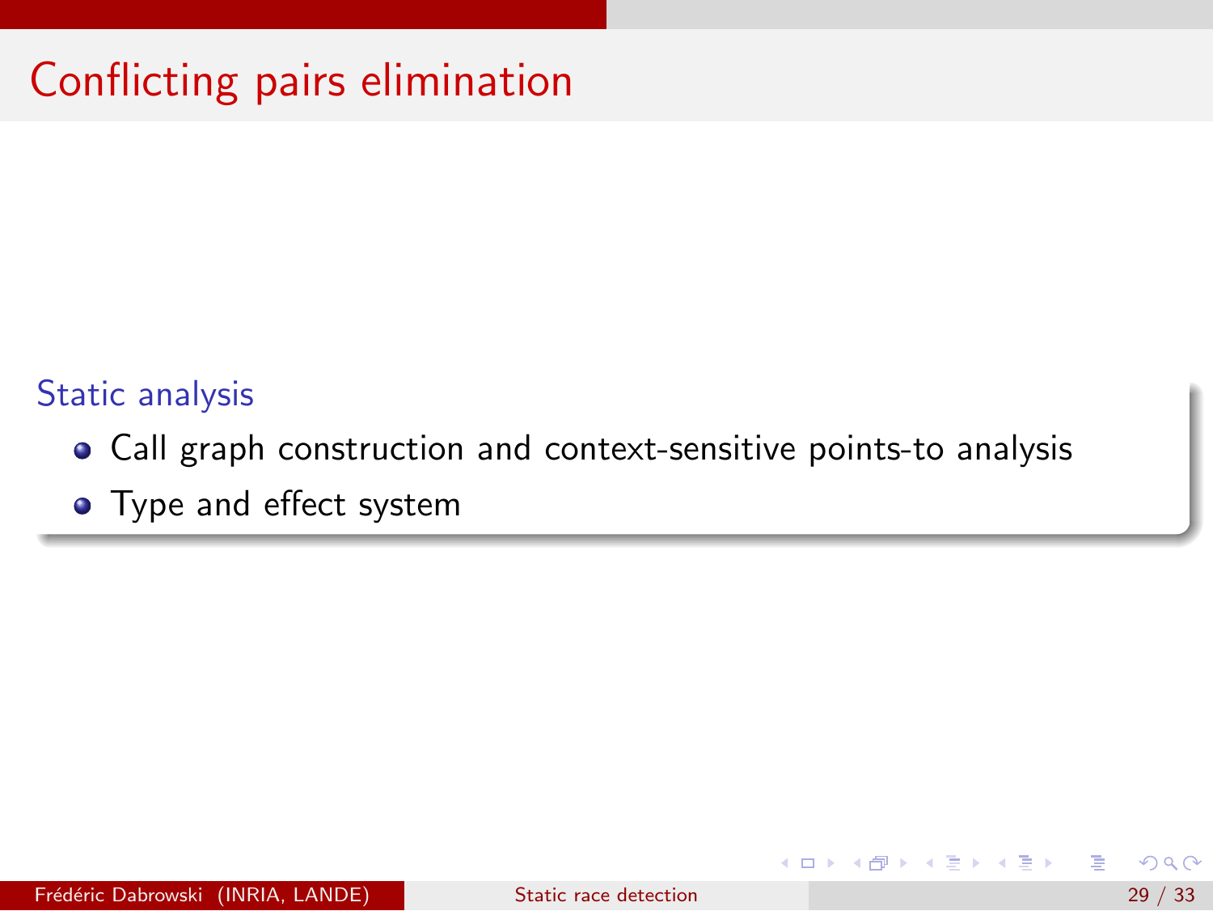# Conflicting pairs elimination

**Static analysis**

- Call graph construction and context-sensitive points-to analysis
- Type and effect system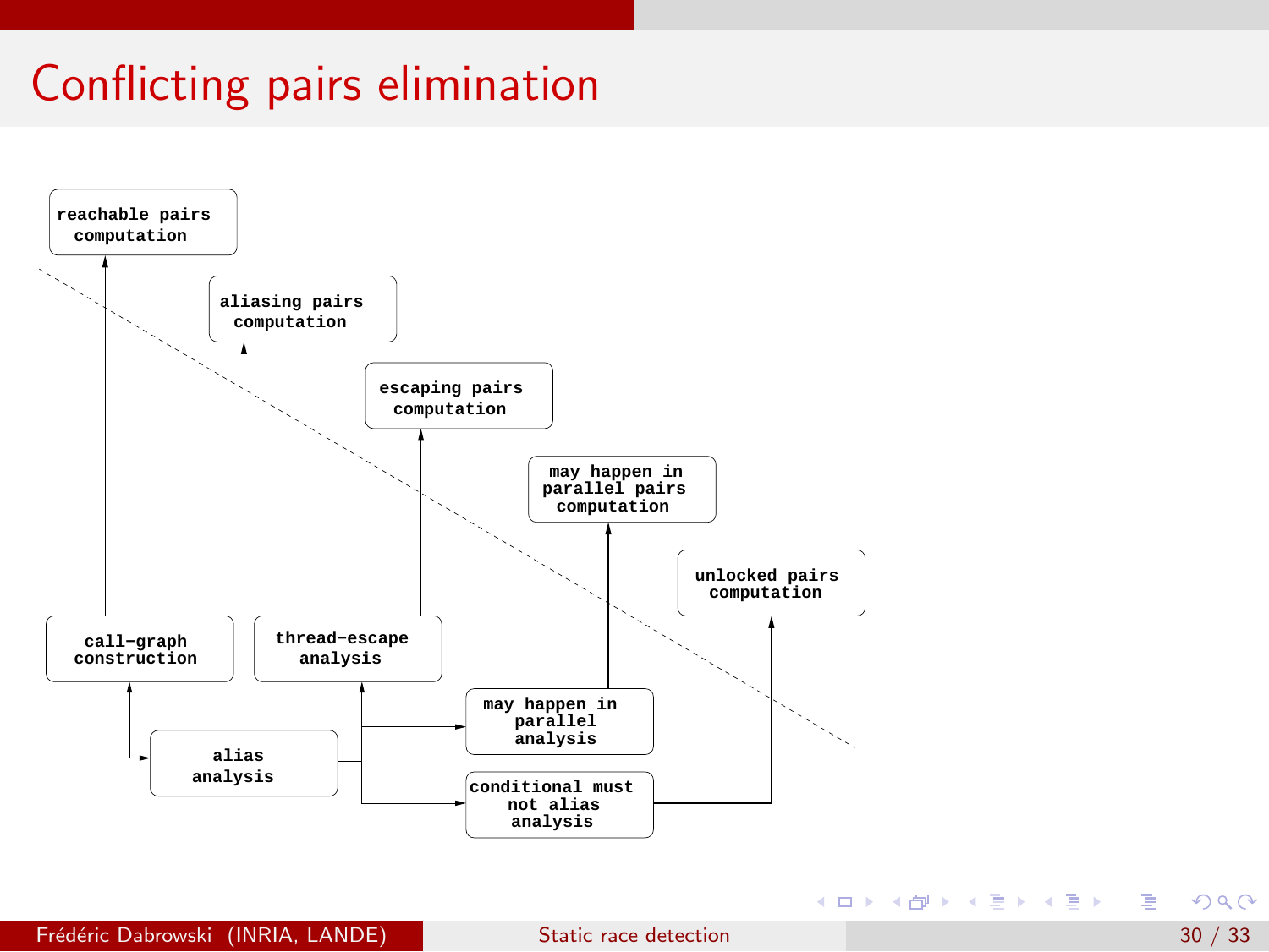# Conflicting pairs elimination

reachable pairs computation

aliasing pairs computation

escaping pairs computation

may happen in parallel pairs computation

unlocked pairs computation

call−graph construction

thread−escape analysis

may happen in parallel analysis

alias analysis

conditional must not alias analysis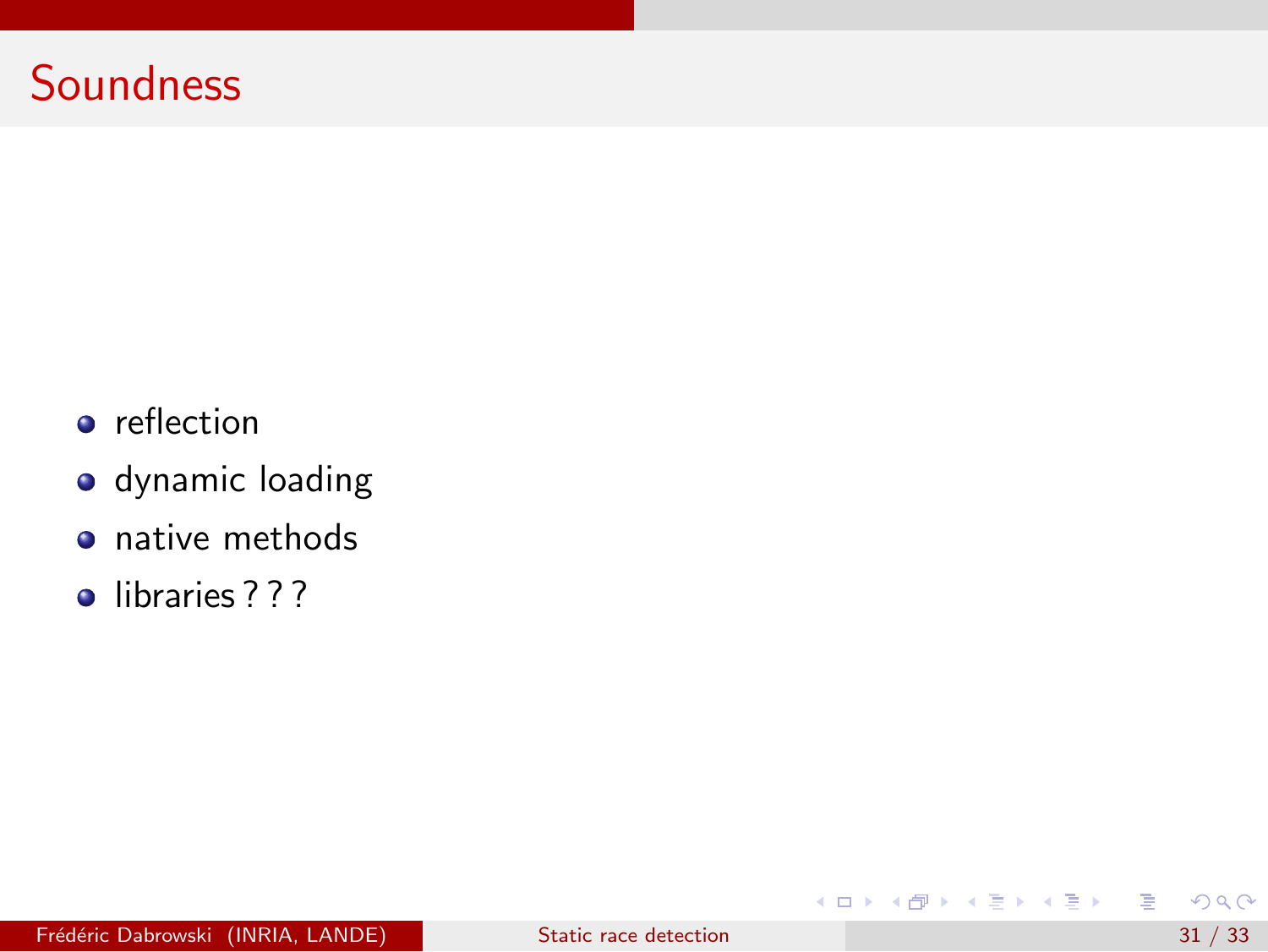# Soundness

- reflection
- dynamic loading
- native methods
- libraries ? ? ?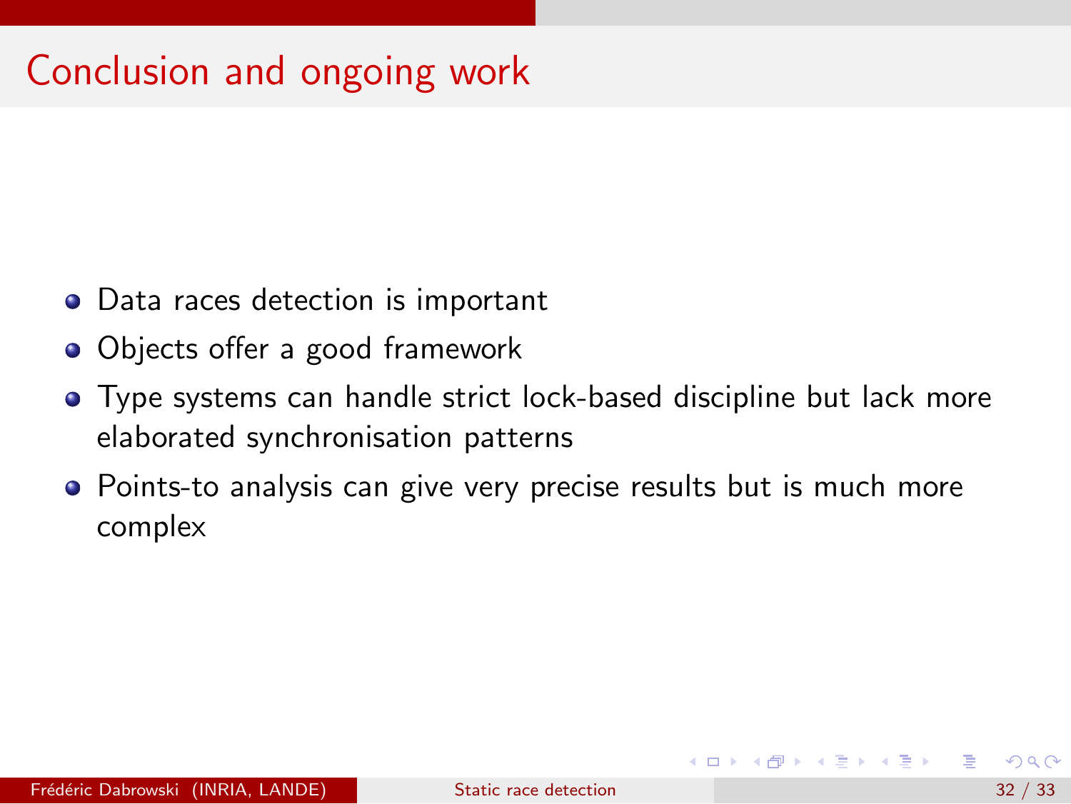# Conclusion and ongoing work

- Data races detection is important
- Objects offer a good framework
- Type systems can handle strict lock-based discipline but lack more elaborated synchronisation patterns
- Points-to analysis can give very precise results but is much more complex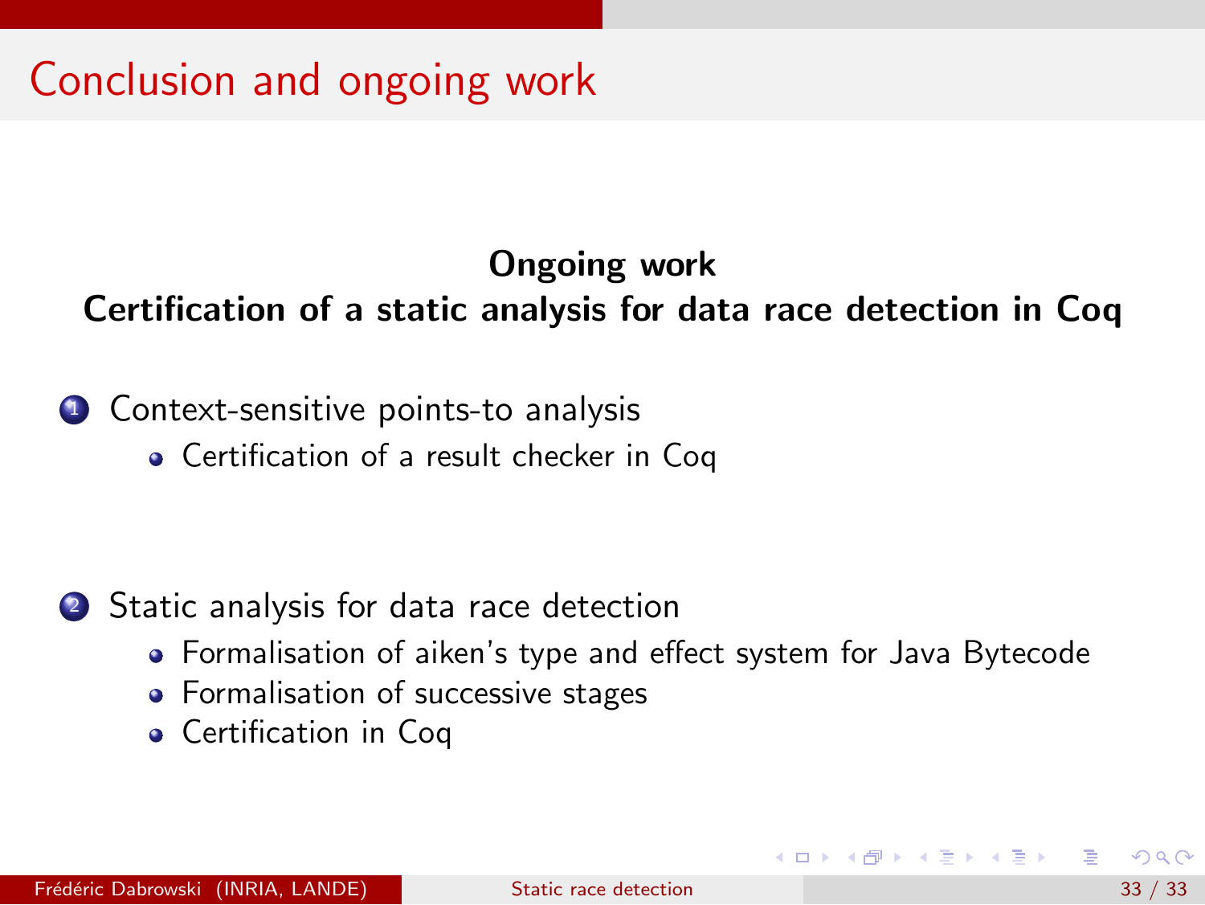# Conclusion and ongoing work

**Ongoing work**

**Certification of a static analysis for data race detection in Coq**

1. Context-sensitive points-to analysis
   - Certification of a result checker in Coq

2. Static analysis for data race detection
   - Formalisation of aiken's type and effect system for Java Bytecode
   - Formalisation of successive stages
   - Certification in Coq